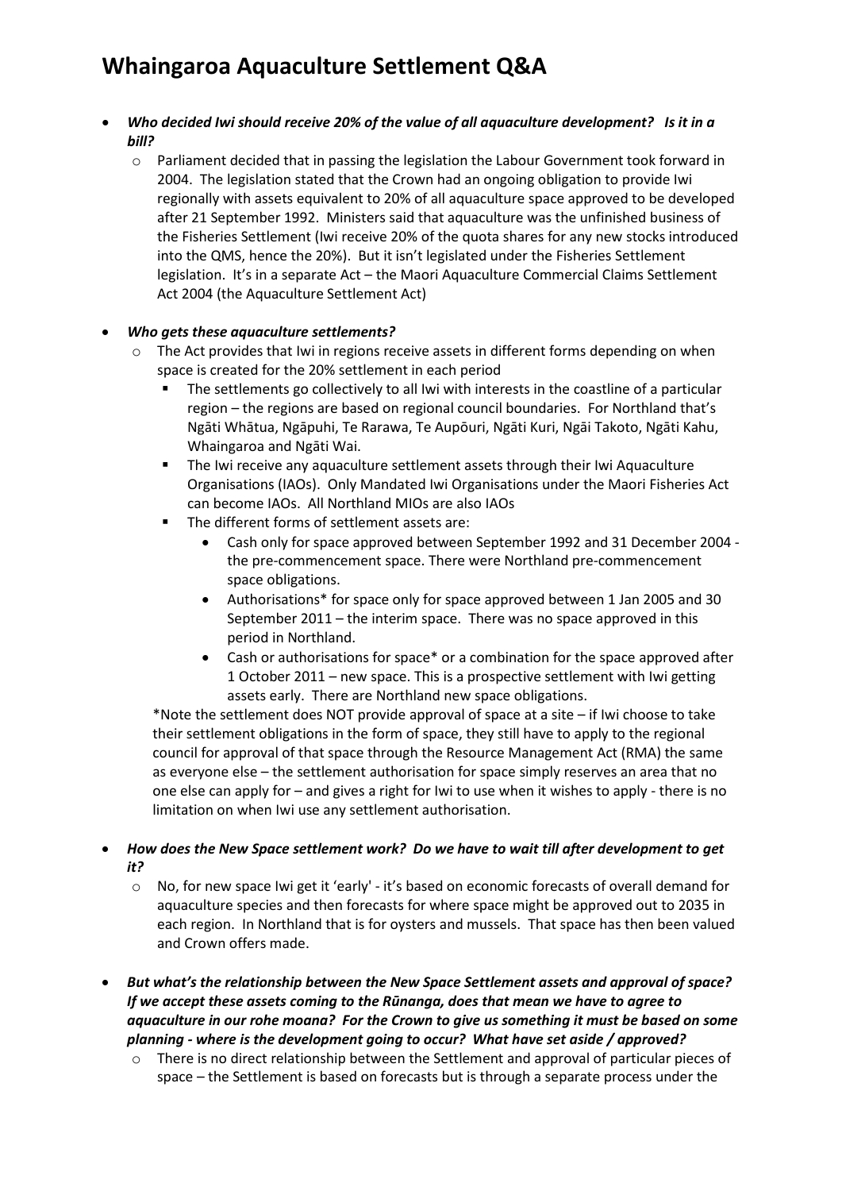# Whaingaroa Aquaculture Settlement Q&A

- ***Who decided Iwi should receive 20% of the value of all aquaculture development? Is it in a bill?***
  - Parliament decided that in passing the legislation the Labour Government took forward in 2004. The legislation stated that the Crown had an ongoing obligation to provide Iwi regionally with assets equivalent to 20% of all aquaculture space approved to be developed after 21 September 1992. Ministers said that aquaculture was the unfinished business of the Fisheries Settlement (Iwi receive 20% of the quota shares for any new stocks introduced into the QMS, hence the 20%). But it isn't legislated under the Fisheries Settlement legislation. It's in a separate Act – the Maori Aquaculture Commercial Claims Settlement Act 2004 (the Aquaculture Settlement Act)

- ***Who gets these aquaculture settlements?***
  - The Act provides that Iwi in regions receive assets in different forms depending on when space is created for the 20% settlement in each period
    - The settlements go collectively to all Iwi with interests in the coastline of a particular region – the regions are based on regional council boundaries. For Northland that's Ngāti Whātua, Ngāpuhi, Te Rarawa, Te Aupōuri, Ngāti Kuri, Ngāi Takoto, Ngāti Kahu, Whaingaroa and Ngāti Wai.
    - The Iwi receive any aquaculture settlement assets through their Iwi Aquaculture Organisations (IAOs). Only Mandated Iwi Organisations under the Maori Fisheries Act can become IAOs. All Northland MIOs are also IAOs
    - The different forms of settlement assets are:
      - Cash only for space approved between September 1992 and 31 December 2004 - the pre-commencement space. There were Northland pre-commencement space obligations.
      - Authorisations* for space only for space approved between 1 Jan 2005 and 30 September 2011 – the interim space. There was no space approved in this period in Northland.
      - Cash or authorisations for space* or a combination for the space approved after 1 October 2011 – new space. This is a prospective settlement with Iwi getting assets early. There are Northland new space obligations.

  *Note the settlement does NOT provide approval of space at a site – if Iwi choose to take their settlement obligations in the form of space, they still have to apply to the regional council for approval of that space through the Resource Management Act (RMA) the same as everyone else – the settlement authorisation for space simply reserves an area that no one else can apply for – and gives a right for Iwi to use when it wishes to apply - there is no limitation on when Iwi use any settlement authorisation.

- ***How does the New Space settlement work? Do we have to wait till after development to get it?***
  - No, for new space Iwi get it 'early' - it's based on economic forecasts of overall demand for aquaculture species and then forecasts for where space might be approved out to 2035 in each region. In Northland that is for oysters and mussels. That space has then been valued and Crown offers made.

- ***But what's the relationship between the New Space Settlement assets and approval of space? If we accept these assets coming to the Rūnanga, does that mean we have to agree to aquaculture in our rohe moana? For the Crown to give us something it must be based on some planning - where is the development going to occur? What have set aside / approved?***
  - There is no direct relationship between the Settlement and approval of particular pieces of space – the Settlement is based on forecasts but is through a separate process under the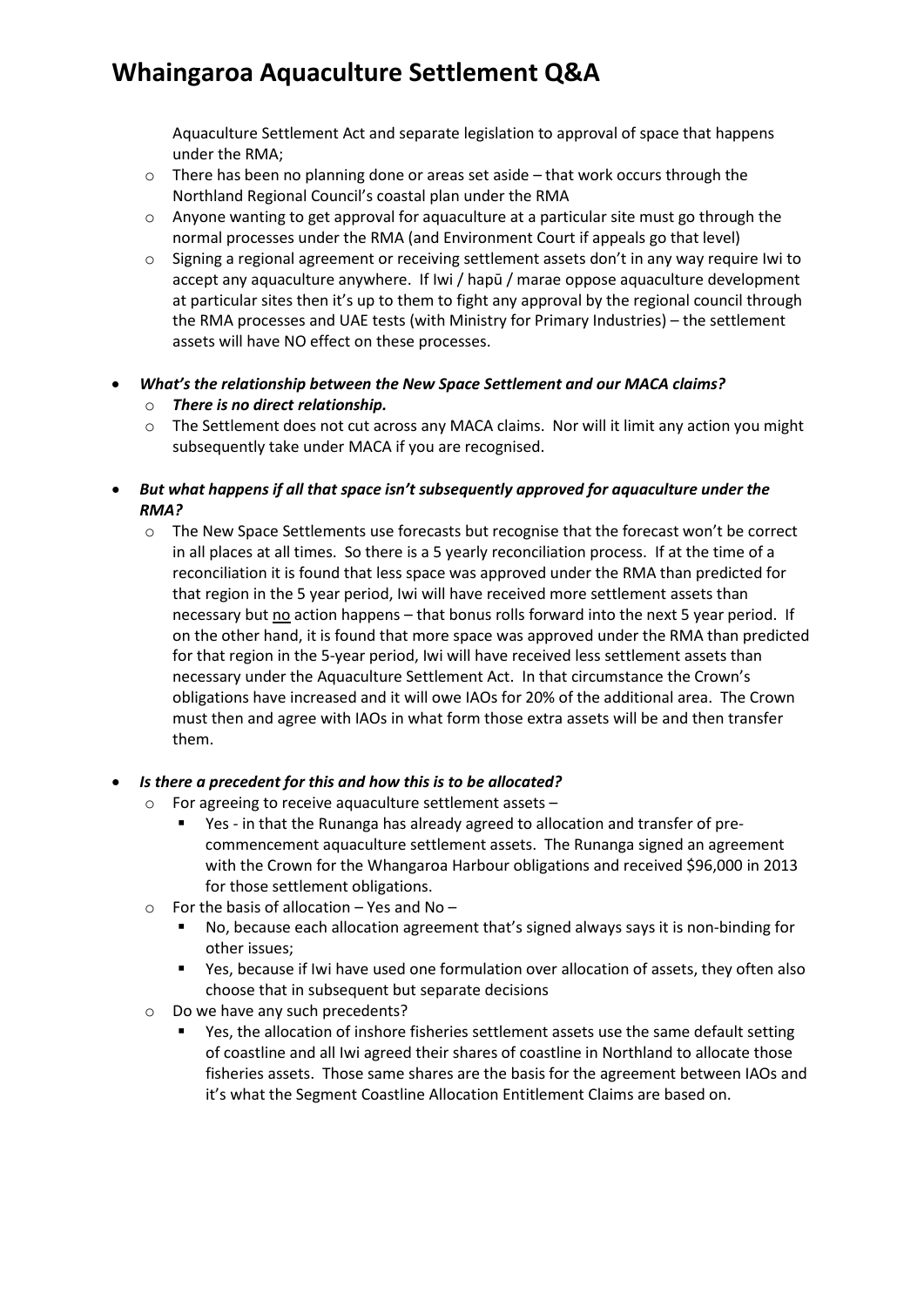Aquaculture Settlement Act and separate legislation to approval of space that happens under the RMA;
  - There has been no planning done or areas set aside – that work occurs through the Northland Regional Council's coastal plan under the RMA
  - Anyone wanting to get approval for aquaculture at a particular site must go through the normal processes under the RMA (and Environment Court if appeals go that level)
  - Signing a regional agreement or receiving settlement assets don't in any way require Iwi to accept any aquaculture anywhere. If Iwi / hapū / marae oppose aquaculture development at particular sites then it's up to them to fight any approval by the regional council through the RMA processes and UAE tests (with Ministry for Primary Industries) – the settlement assets will have NO effect on these processes.

- ***What's the relationship between the New Space Settlement and our MACA claims?***
  - ***There is no direct relationship.***
  - The Settlement does not cut across any MACA claims. Nor will it limit any action you might subsequently take under MACA if you are recognised.

- ***But what happens if all that space isn't subsequently approved for aquaculture under the RMA?***
  - The New Space Settlements use forecasts but recognise that the forecast won't be correct in all places at all times. So there is a 5 yearly reconciliation process. If at the time of a reconciliation it is found that less space was approved under the RMA than predicted for that region in the 5 year period, Iwi will have received more settlement assets than necessary but <u>no</u> action happens – that bonus rolls forward into the next 5 year period. If on the other hand, it is found that more space was approved under the RMA than predicted for that region in the 5-year period, Iwi will have received less settlement assets than necessary under the Aquaculture Settlement Act. In that circumstance the Crown's obligations have increased and it will owe IAOs for 20% of the additional area. The Crown must then and agree with IAOs in what form those extra assets will be and then transfer them.

- ***Is there a precedent for this and how this is to be allocated?***
  - For agreeing to receive aquaculture settlement assets –
    - Yes - in that the Runanga has already agreed to allocation and transfer of pre-commencement aquaculture settlement assets. The Runanga signed an agreement with the Crown for the Whangaroa Harbour obligations and received $96,000 in 2013 for those settlement obligations.
  - For the basis of allocation – Yes and No –
    - No, because each allocation agreement that's signed always says it is non-binding for other issues;
    - Yes, because if Iwi have used one formulation over allocation of assets, they often also choose that in subsequent but separate decisions
  - Do we have any such precedents?
    - Yes, the allocation of inshore fisheries settlement assets use the same default setting of coastline and all Iwi agreed their shares of coastline in Northland to allocate those fisheries assets. Those same shares are the basis for the agreement between IAOs and it's what the Segment Coastline Allocation Entitlement Claims are based on.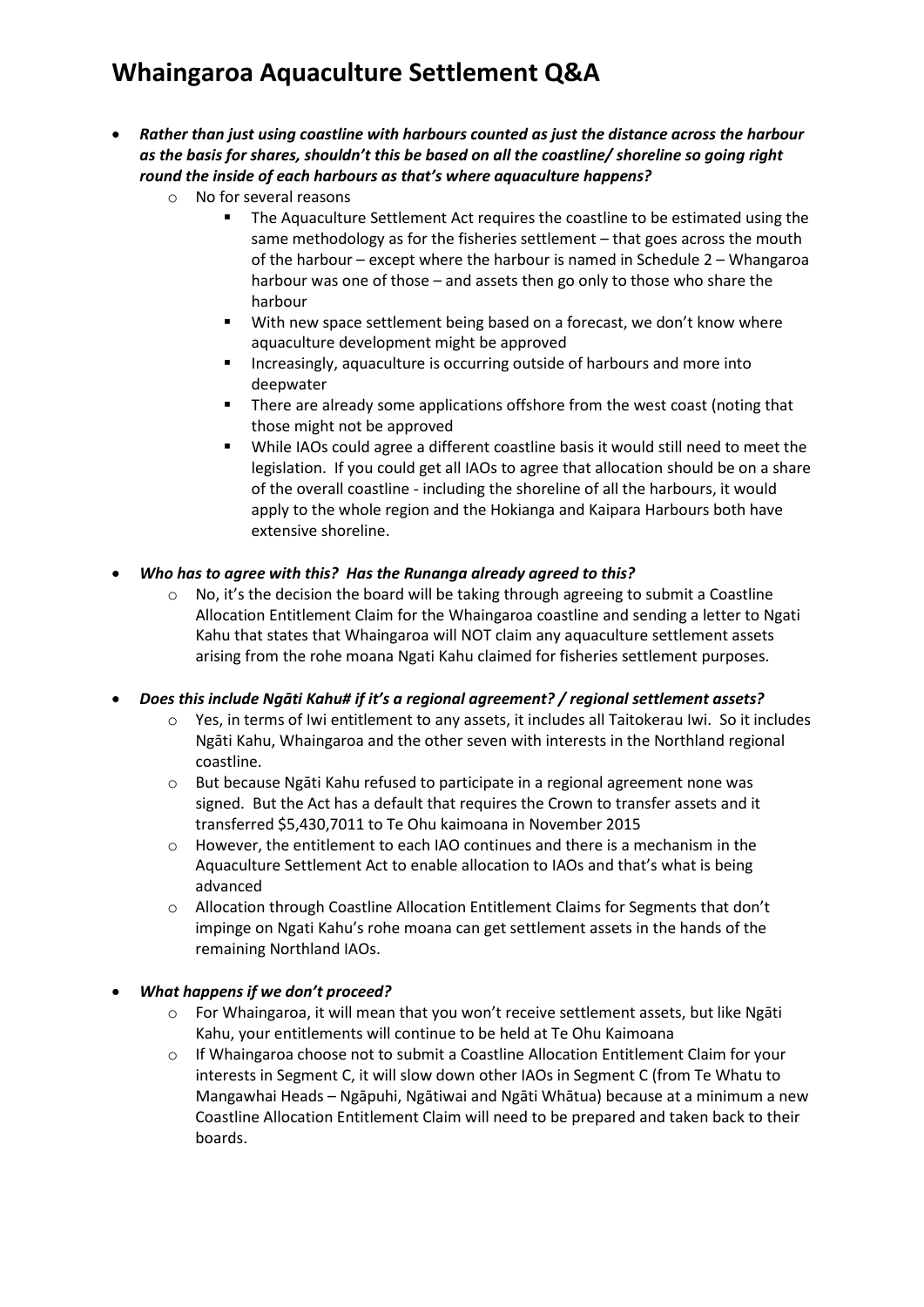# Whaingaroa Aquaculture Settlement Q&A

- ***Rather than just using coastline with harbours counted as just the distance across the harbour as the basis for shares, shouldn't this be based on all the coastline/ shoreline so going right round the inside of each harbours as that's where aquaculture happens?***
    - No for several reasons
        - The Aquaculture Settlement Act requires the coastline to be estimated using the same methodology as for the fisheries settlement – that goes across the mouth of the harbour – except where the harbour is named in Schedule 2 – Whangaroa harbour was one of those – and assets then go only to those who share the harbour
        - With new space settlement being based on a forecast, we don't know where aquaculture development might be approved
        - Increasingly, aquaculture is occurring outside of harbours and more into deepwater
        - There are already some applications offshore from the west coast (noting that those might not be approved
        - While IAOs could agree a different coastline basis it would still need to meet the legislation. If you could get all IAOs to agree that allocation should be on a share of the overall coastline - including the shoreline of all the harbours, it would apply to the whole region and the Hokianga and Kaipara Harbours both have extensive shoreline.

- ***Who has to agree with this? Has the Runanga already agreed to this?***
    - No, it's the decision the board will be taking through agreeing to submit a Coastline Allocation Entitlement Claim for the Whaingaroa coastline and sending a letter to Ngati Kahu that states that Whaingaroa will NOT claim any aquaculture settlement assets arising from the rohe moana Ngati Kahu claimed for fisheries settlement purposes.

- ***Does this include Ngāti Kahu# if it's a regional agreement? / regional settlement assets?***
    - Yes, in terms of Iwi entitlement to any assets, it includes all Taitokerau Iwi. So it includes Ngāti Kahu, Whaingaroa and the other seven with interests in the Northland regional coastline.
    - But because Ngāti Kahu refused to participate in a regional agreement none was signed. But the Act has a default that requires the Crown to transfer assets and it transferred $5,430,7011 to Te Ohu kaimoana in November 2015
    - However, the entitlement to each IAO continues and there is a mechanism in the Aquaculture Settlement Act to enable allocation to IAOs and that's what is being advanced
    - Allocation through Coastline Allocation Entitlement Claims for Segments that don't impinge on Ngati Kahu's rohe moana can get settlement assets in the hands of the remaining Northland IAOs.

- ***What happens if we don't proceed?***
    - For Whaingaroa, it will mean that you won't receive settlement assets, but like Ngāti Kahu, your entitlements will continue to be held at Te Ohu Kaimoana
    - If Whaingaroa choose not to submit a Coastline Allocation Entitlement Claim for your interests in Segment C, it will slow down other IAOs in Segment C (from Te Whatu to Mangawhai Heads – Ngāpuhi, Ngātiwai and Ngāti Whātua) because at a minimum a new Coastline Allocation Entitlement Claim will need to be prepared and taken back to their boards.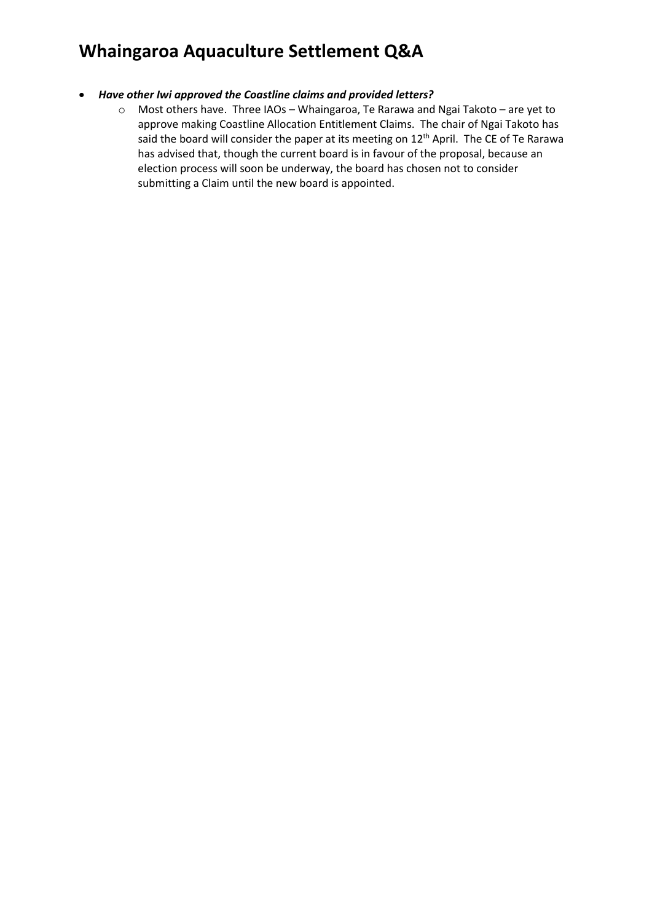# Whaingaroa Aquaculture Settlement Q&A

- ***Have other Iwi approved the Coastline claims and provided letters?***
  - Most others have. Three IAOs – Whaingaroa, Te Rarawa and Ngai Takoto – are yet to approve making Coastline Allocation Entitlement Claims. The chair of Ngai Takoto has said the board will consider the paper at its meeting on 12th April. The CE of Te Rarawa has advised that, though the current board is in favour of the proposal, because an election process will soon be underway, the board has chosen not to consider submitting a Claim until the new board is appointed.